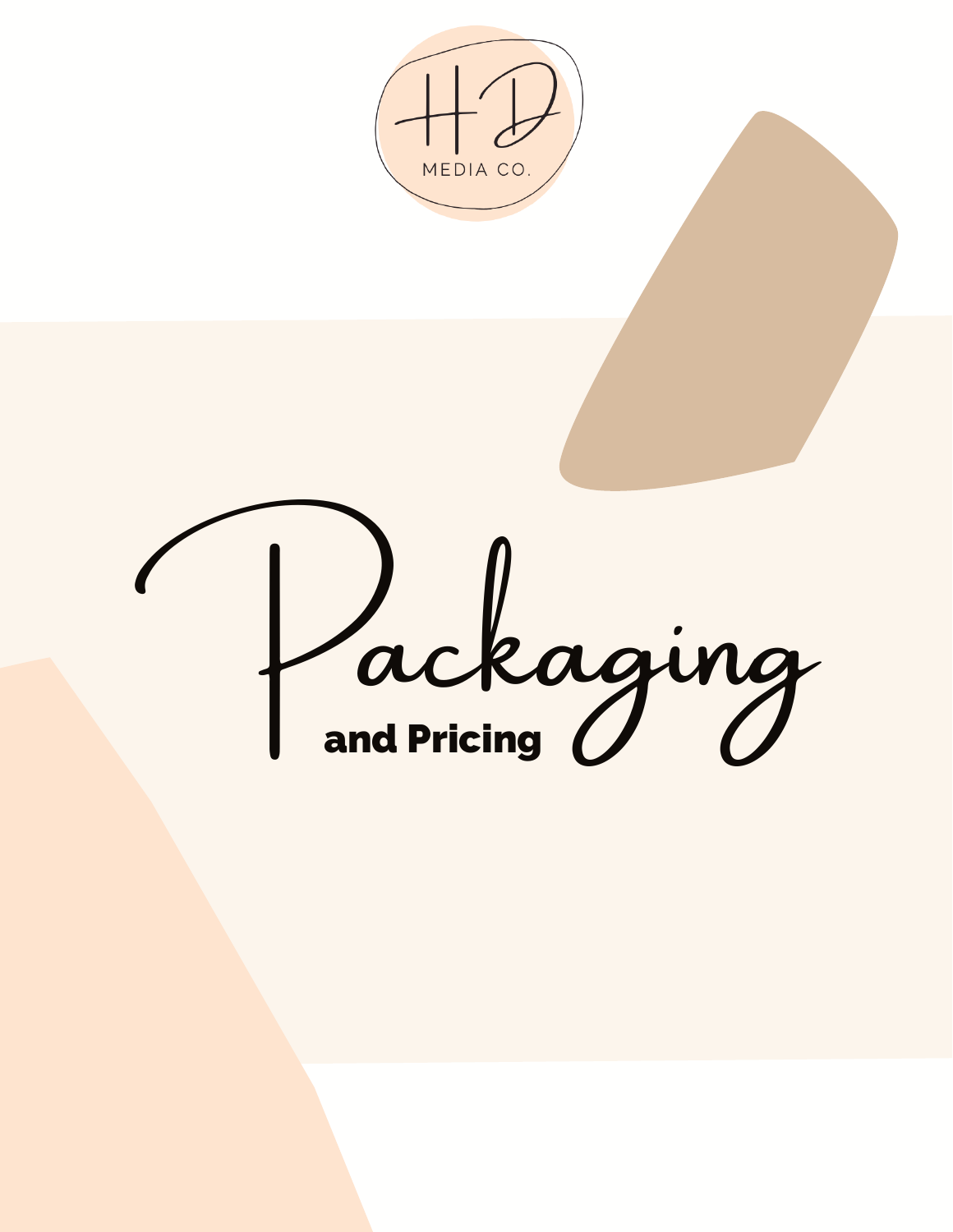HD

MEDIA CO.

# Packaging

## and Pricing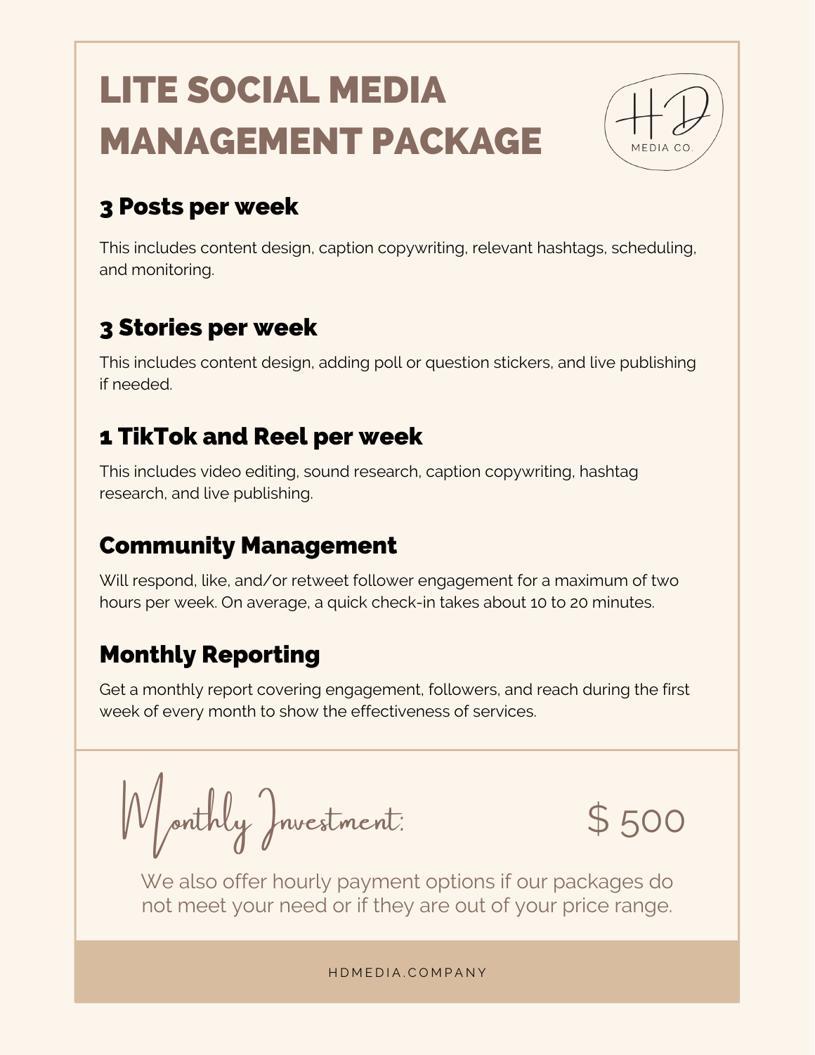# LITE SOCIAL MEDIA MANAGEMENT PACKAGE

HD MEDIA CO.

## 3 Posts per week

This includes content design, caption copywriting, relevant hashtags, scheduling, and monitoring.

## 3 Stories per week

This includes content design, adding poll or question stickers, and live publishing if needed.

## 1 TikTok and Reel per week

This includes video editing, sound research, caption copywriting, hashtag research, and live publishing.

## Community Management

Will respond, like, and/or retweet follower engagement for a maximum of two hours per week. On average, a quick check-in takes about 10 to 20 minutes.

## Monthly Reporting

Get a monthly report covering engagement, followers, and reach during the first week of every month to show the effectiveness of services.

*Monthly Investment:* $ 500

We also offer hourly payment options if our packages do not meet your need or if they are out of your price range.

HDMEDIA.COMPANY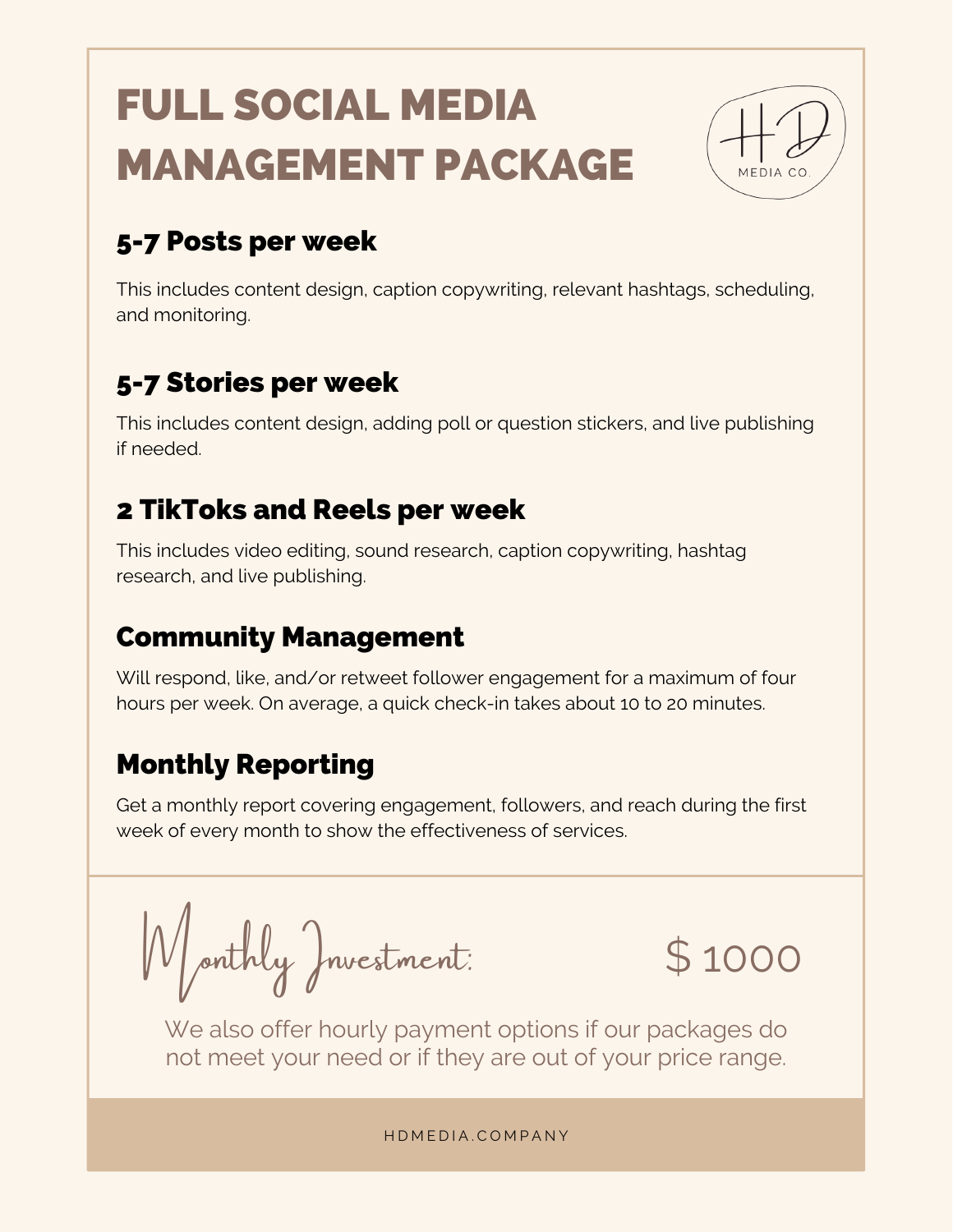# FULL SOCIAL MEDIA MANAGEMENT PACKAGE

HD MEDIA CO.

## 5-7 Posts per week

This includes content design, caption copywriting, relevant hashtags, scheduling, and monitoring.

## 5-7 Stories per week

This includes content design, adding poll or question stickers, and live publishing if needed.

## 2 TikToks and Reels per week

This includes video editing, sound research, caption copywriting, hashtag research, and live publishing.

## Community Management

Will respond, like, and/or retweet follower engagement for a maximum of four hours per week. On average, a quick check-in takes about 10 to 20 minutes.

## Monthly Reporting

Get a monthly report covering engagement, followers, and reach during the first week of every month to show the effectiveness of services.

*Monthly Investment:* $ 1000

We also offer hourly payment options if our packages do not meet your need or if they are out of your price range.

HDMEDIA.COMPANY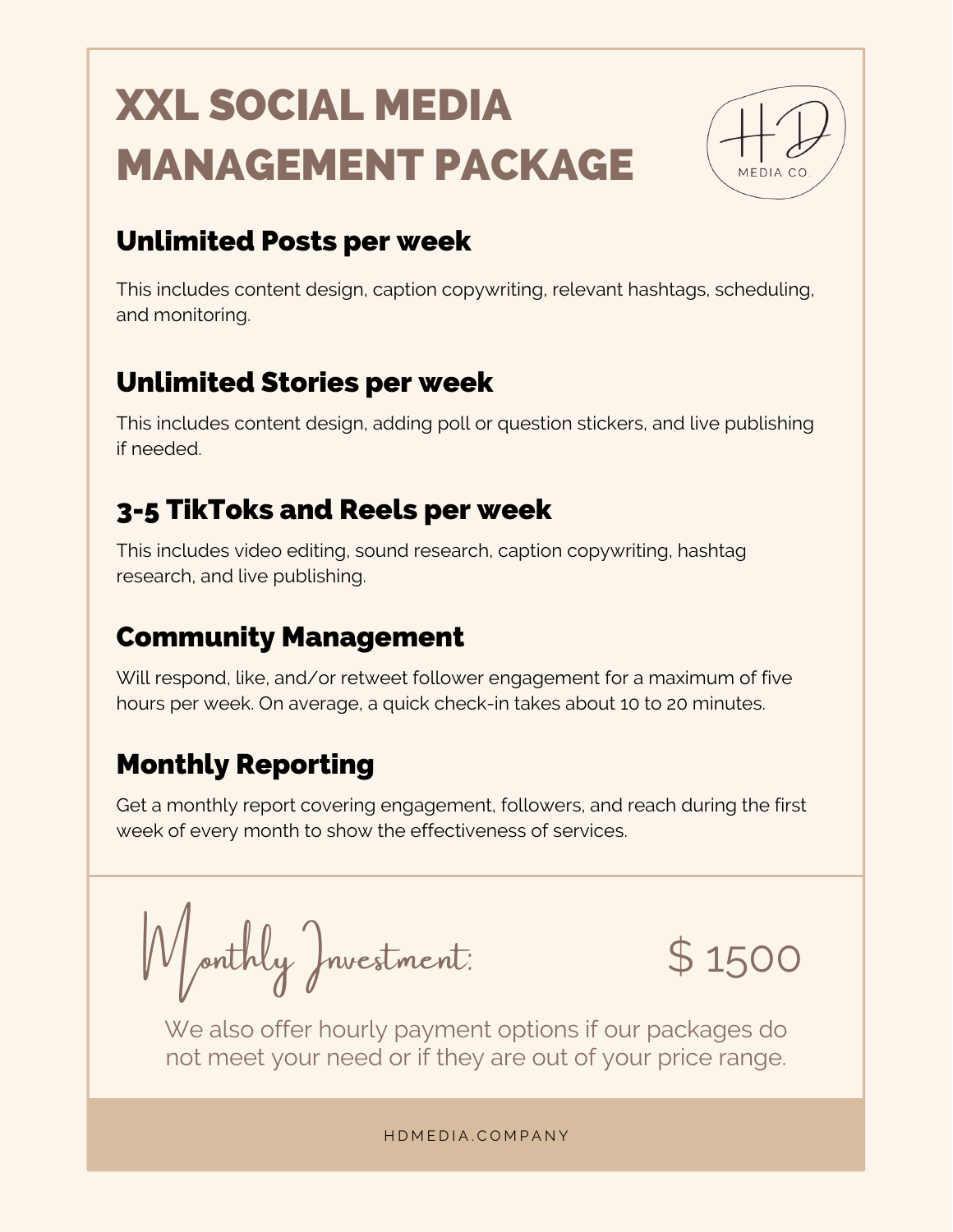# XXL SOCIAL MEDIA MANAGEMENT PACKAGE

HD MEDIA CO.

## Unlimited Posts per week

This includes content design, caption copywriting, relevant hashtags, scheduling, and monitoring.

## Unlimited Stories per week

This includes content design, adding poll or question stickers, and live publishing if needed.

## 3-5 TikToks and Reels per week

This includes video editing, sound research, caption copywriting, hashtag research, and live publishing.

## Community Management

Will respond, like, and/or retweet follower engagement for a maximum of five hours per week. On average, a quick check-in takes about 10 to 20 minutes.

## Monthly Reporting

Get a monthly report covering engagement, followers, and reach during the first week of every month to show the effectiveness of services.

*Monthly Investment:* $ 1500

We also offer hourly payment options if our packages do not meet your need or if they are out of your price range.

HDMEDIA.COMPANY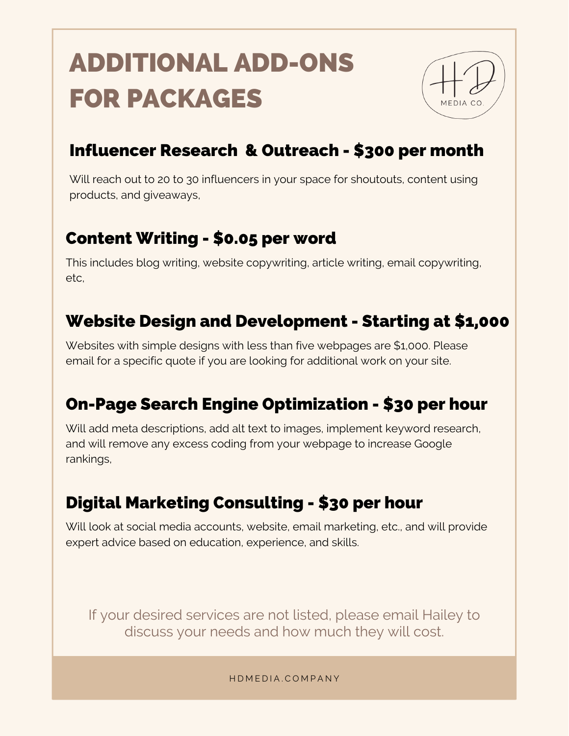# ADDITIONAL ADD-ONS FOR PACKAGES

HD MEDIA CO.

## Influencer Research & Outreach - $300 per month

Will reach out to 20 to 30 influencers in your space for shoutouts, content using products, and giveaways,

## Content Writing - $0.05 per word

This includes blog writing, website copywriting, article writing, email copywriting, etc,

## Website Design and Development - Starting at $1,000

Websites with simple designs with less than five webpages are $1,000. Please email for a specific quote if you are looking for additional work on your site.

## On-Page Search Engine Optimization - $30 per hour

Will add meta descriptions, add alt text to images, implement keyword research, and will remove any excess coding from your webpage to increase Google rankings,

## Digital Marketing Consulting - $30 per hour

Will look at social media accounts, website, email marketing, etc., and will provide expert advice based on education, experience, and skills.

If your desired services are not listed, please email Hailey to discuss your needs and how much they will cost.

HDMEDIA.COMPANY